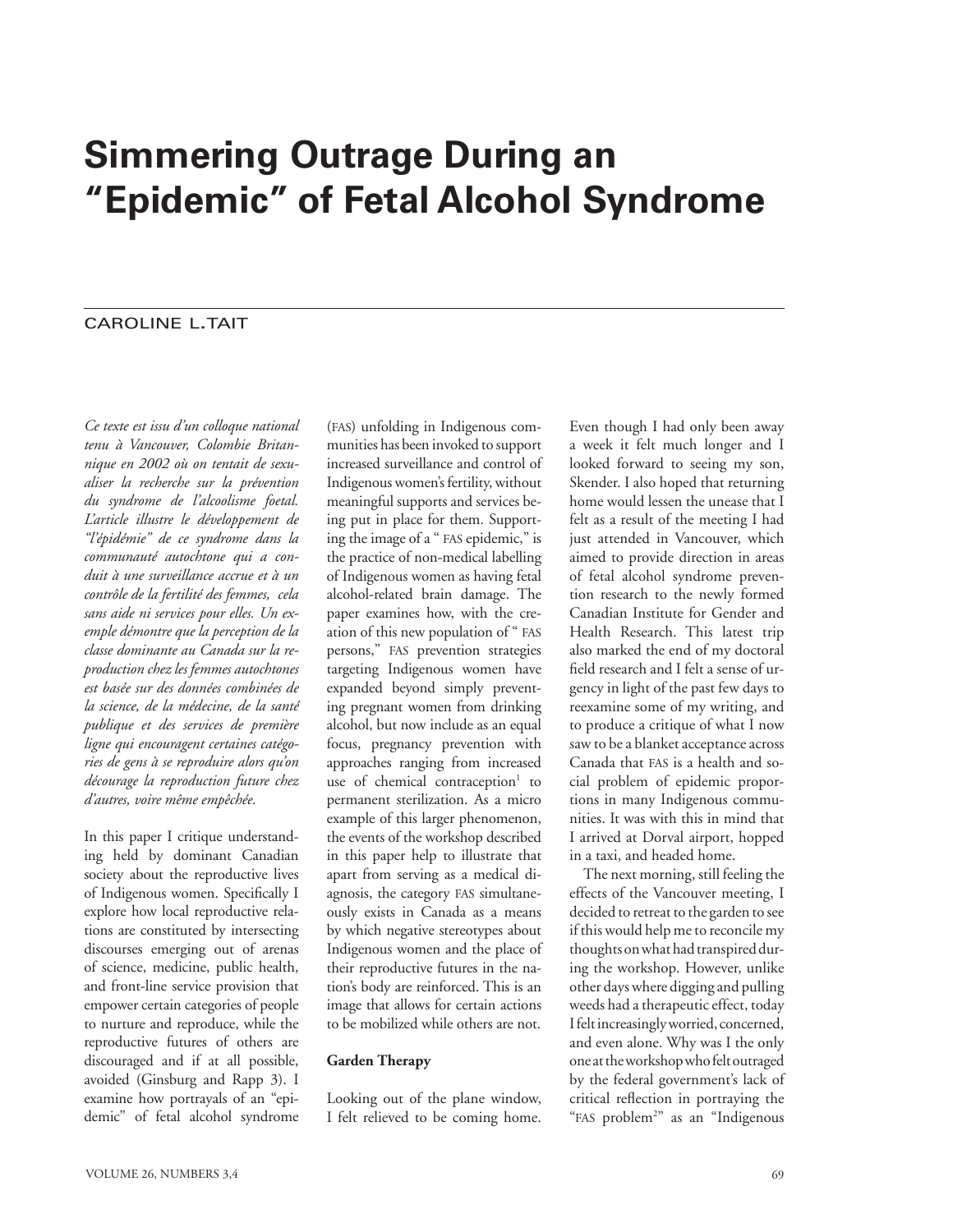# Simmering Outrage During an "Epidemic" of Fetal Alcohol Syndrome

CAROLINE L.TAIT

*Ce texte est issu d'un colloque national tenu à Vancouver, Colombie Britannique en 2002 où on tentait de sexualiser la recherche sur la prévention du syndrome de l'alcoolisme foetal. L'article illustre le développement de "l'épidémie" de ce syndrome dans la communauté autochtone qui a conduit à une surveillance accrue et à un contrôle de la fertilité des femmes, cela sans aide ni services pour elles. Un exemple démontre que la perception de la classe dominante au Canada sur la reproduction chez les femmes autochtones est basée sur des données combinées de la science, de la médecine, de la santé publique et des services de première ligne qui encouragent certaines catégories de gens à se reproduire alors qu'on décourage la reproduction future chez d'autres, voire même empêchée.*

In this paper I critique understanding held by dominant Canadian society about the reproductive lives of Indigenous women. Specifically I explore how local reproductive relations are constituted by intersecting discourses emerging out of arenas of science, medicine, public health, and front-line service provision that empower certain categories of people to nurture and reproduce, while the reproductive futures of others are discouraged and if at all possible, avoided (Ginsburg and Rapp 3). I examine how portrayals of an "epidemic" of fetal alcohol syndrome (FAS) unfolding in Indigenous communities has been invoked to support increased surveillance and control of Indigenous women's fertility, without meaningful supports and services being put in place for them. Supporting the image of a " FAS epidemic," is the practice of non-medical labelling of Indigenous women as having fetal alcohol-related brain damage. The paper examines how, with the creation of this new population of " FAS persons," FAS prevention strategies targeting Indigenous women have expanded beyond simply preventing pregnant women from drinking alcohol, but now include as an equal focus, pregnancy prevention with approaches ranging from increased use of chemical contraception[1] to permanent sterilization. As a micro example of this larger phenomenon, the events of the workshop described in this paper help to illustrate that apart from serving as a medical diagnosis, the category FAS simultaneously exists in Canada as a means by which negative stereotypes about Indigenous women and the place of their reproductive futures in the nation's body are reinforced. This is an image that allows for certain actions to be mobilized while others are not.

**Garden Therapy**

Looking out of the plane window, I felt relieved to be coming home. Even though I had only been away a week it felt much longer and I looked forward to seeing my son, Skender. I also hoped that returning home would lessen the unease that I felt as a result of the meeting I had just attended in Vancouver, which aimed to provide direction in areas of fetal alcohol syndrome prevention research to the newly formed Canadian Institute for Gender and Health Research. This latest trip also marked the end of my doctoral field research and I felt a sense of urgency in light of the past few days to reexamine some of my writing, and to produce a critique of what I now saw to be a blanket acceptance across Canada that FAS is a health and social problem of epidemic proportions in many Indigenous communities. It was with this in mind that I arrived at Dorval airport, hopped in a taxi, and headed home.

The next morning, still feeling the effects of the Vancouver meeting, I decided to retreat to the garden to see if this would help me to reconcile my thoughts on what had transpired during the workshop. However, unlike other days where digging and pulling weeds had a therapeutic effect, today I felt increasingly worried, concerned, and even alone. Why was I the only one at the workshop who felt outraged by the federal government's lack of critical reflection in portraying the "FAS problem[2]" as an "Indigenous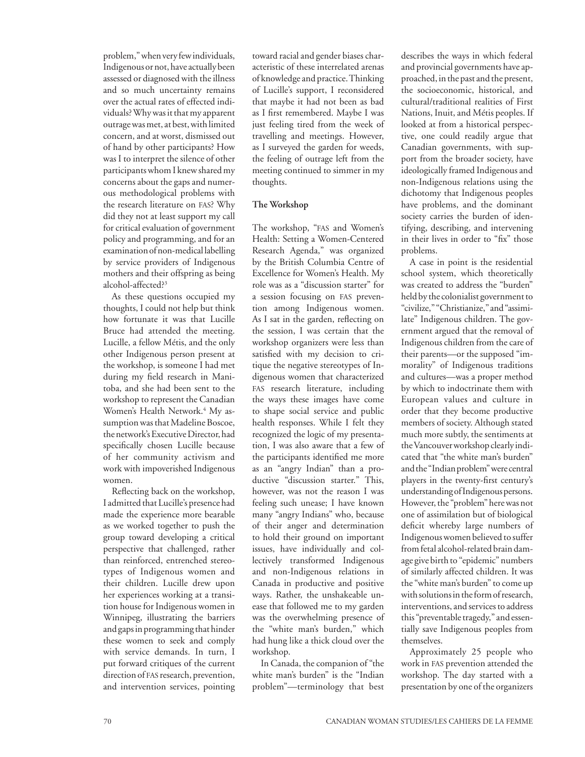problem," when very few individuals, Indigenous or not, have actually been assessed or diagnosed with the illness and so much uncertainty remains over the actual rates of effected individuals? Why was it that my apparent outrage was met, at best, with limited concern, and at worst, dismissed out of hand by other participants? How was I to interpret the silence of other participants whom I knew shared my concerns about the gaps and numerous methodological problems with the research literature on FAS? Why did they not at least support my call for critical evaluation of government policy and programming, and for an examination of non-medical labelling by service providers of Indigenous mothers and their offspring as being alcohol-affected?[3]

As these questions occupied my thoughts, I could not help but think how fortunate it was that Lucille Bruce had attended the meeting. Lucille, a fellow Métis, and the only other Indigenous person present at the workshop, is someone I had met during my field research in Manitoba, and she had been sent to the workshop to represent the Canadian Women's Health Network.[4] My assumption was that Madeline Boscoe, the network's Executive Director, had specifically chosen Lucille because of her community activism and work with impoverished Indigenous women.

Reflecting back on the workshop, I admitted that Lucille's presence had made the experience more bearable as we worked together to push the group toward developing a critical perspective that challenged, rather than reinforced, entrenched stereotypes of Indigenous women and their children. Lucille drew upon her experiences working at a transition house for Indigenous women in Winnipeg, illustrating the barriers and gaps in programming that hinder these women to seek and comply with service demands. In turn, I put forward critiques of the current direction of FAS research, prevention, and intervention services, pointing toward racial and gender biases characteristic of these interrelated arenas of knowledge and practice. Thinking of Lucille's support, I reconsidered that maybe it had not been as bad as I first remembered. Maybe I was just feeling tired from the week of travelling and meetings. However, as I surveyed the garden for weeds, the feeling of outrage left from the meeting continued to simmer in my thoughts.

## The Workshop

The workshop, "FAS and Women's Health: Setting a Women-Centered Research Agenda," was organized by the British Columbia Centre of Excellence for Women's Health. My role was as a "discussion starter" for a session focusing on FAS prevention among Indigenous women. As I sat in the garden, reflecting on the session, I was certain that the workshop organizers were less than satisfied with my decision to critique the negative stereotypes of Indigenous women that characterized FAS research literature, including the ways these images have come to shape social service and public health responses. While I felt they recognized the logic of my presentation, I was also aware that a few of the participants identified me more as an "angry Indian" than a productive "discussion starter." This, however, was not the reason I was feeling such unease; I have known many "angry Indians" who, because of their anger and determination to hold their ground on important issues, have individually and collectively transformed Indigenous and non-Indigenous relations in Canada in productive and positive ways. Rather, the unshakeable unease that followed me to my garden was the overwhelming presence of the "white man's burden," which had hung like a thick cloud over the workshop.

In Canada, the companion of "the white man's burden" is the "Indian problem"—terminology that best describes the ways in which federal and provincial governments have approached, in the past and the present, the socioeconomic, historical, and cultural/traditional realities of First Nations, Inuit, and Métis peoples. If looked at from a historical perspective, one could readily argue that Canadian governments, with support from the broader society, have ideologically framed Indigenous and non-Indigenous relations using the dichotomy that Indigenous peoples have problems, and the dominant society carries the burden of identifying, describing, and intervening in their lives in order to "fix" those problems.

A case in point is the residential school system, which theoretically was created to address the "burden" held by the colonialist government to "civilize," "Christianize," and "assimilate" Indigenous children. The government argued that the removal of Indigenous children from the care of their parents—or the supposed "immorality" of Indigenous traditions and cultures—was a proper method by which to indoctrinate them with European values and culture in order that they become productive members of society. Although stated much more subtly, the sentiments at the Vancouver workshop clearly indicated that "the white man's burden" and the "Indian problem" were central players in the twenty-first century's understanding of Indigenous persons. However, the "problem" here was not one of assimilation but of biological deficit whereby large numbers of Indigenous women believed to suffer from fetal alcohol-related brain damage give birth to "epidemic" numbers of similarly affected children. It was the "white man's burden" to come up with solutions in the form of research, interventions, and services to address this "preventable tragedy," and essentially save Indigenous peoples from themselves.

Approximately 25 people who work in FAS prevention attended the workshop. The day started with a presentation by one of the organizers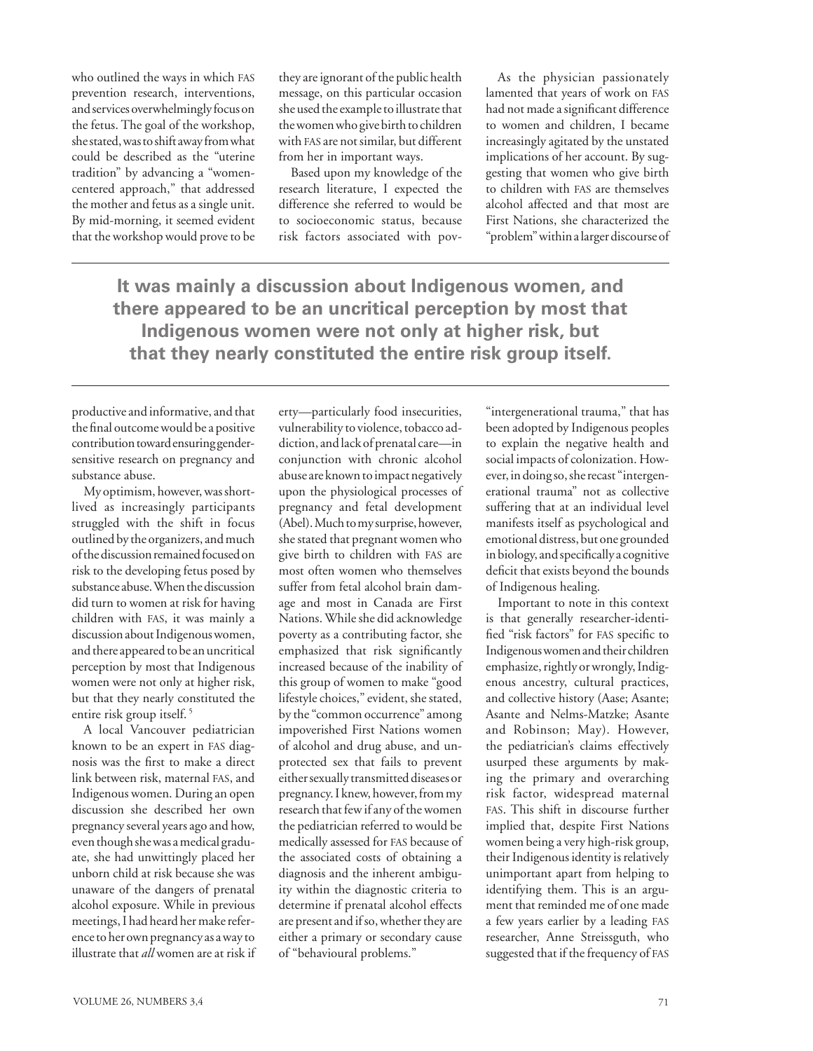who outlined the ways in which FAS prevention research, interventions, and services overwhelmingly focus on the fetus. The goal of the workshop, she stated, was to shift away from what could be described as the "uterine tradition" by advancing a "women-centered approach," that addressed the mother and fetus as a single unit. By mid-morning, it seemed evident that the workshop would prove to be productive and informative, and that the final outcome would be a positive contribution toward ensuring gender-sensitive research on pregnancy and substance abuse.

My optimism, however, was short-lived as increasingly participants struggled with the shift in focus outlined by the organizers, and much of the discussion remained focused on risk to the developing fetus posed by substance abuse. When the discussion did turn to women at risk for having children with FAS, it was mainly a discussion about Indigenous women, and there appeared to be an uncritical perception by most that Indigenous women were not only at higher risk, but that they nearly constituted the entire risk group itself.[5]

A local Vancouver pediatrician known to be an expert in FAS diagnosis was the first to make a direct link between risk, maternal FAS, and Indigenous women. During an open discussion she described her own pregnancy several years ago and how, even though she was a medical graduate, she had unwittingly placed her unborn child at risk because she was unaware of the dangers of prenatal alcohol exposure. While in previous meetings, I had heard her make reference to her own pregnancy as a way to illustrate that *all* women are at risk if they are ignorant of the public health message, on this particular occasion she used the example to illustrate that the women who give birth to children with FAS are not similar, but different from her in important ways.

Based upon my knowledge of the research literature, I expected the difference she referred to would be to socioeconomic status, because risk factors associated with poverty—particularly food insecurities, vulnerability to violence, tobacco addiction, and lack of prenatal care—in conjunction with chronic alcohol abuse are known to impact negatively upon the physiological processes of pregnancy and fetal development (Abel). Much to my surprise, however, she stated that pregnant women who give birth to children with FAS are most often women who themselves suffer from fetal alcohol brain damage and most in Canada are First Nations. While she did acknowledge poverty as a contributing factor, she emphasized that risk significantly increased because of the inability of this group of women to make "good lifestyle choices," evident, she stated, by the "common occurrence" among impoverished First Nations women of alcohol and drug abuse, and unprotected sex that fails to prevent either sexually transmitted diseases or pregnancy. I knew, however, from my research that few if any of the women the pediatrician referred to would be medically assessed for FAS because of the associated costs of obtaining a diagnosis and the inherent ambiguity within the diagnostic criteria to determine if prenatal alcohol effects are present and if so, whether they are either a primary or secondary cause of "behavioural problems."

As the physician passionately lamented that years of work on FAS had not made a significant difference to women and children, I became increasingly agitated by the unstated implications of her account. By suggesting that women who give birth to children with FAS are themselves alcohol affected and that most are First Nations, she characterized the "problem" within a larger discourse of "intergenerational trauma," that has been adopted by Indigenous peoples to explain the negative health and social impacts of colonization. However, in doing so, she recast "intergenerational trauma" not as collective suffering that at an individual level manifests itself as psychological and emotional distress, but one grounded in biology, and specifically a cognitive deficit that exists beyond the bounds of Indigenous healing.

Important to note in this context is that generally researcher-identified "risk factors" for FAS specific to Indigenous women and their children emphasize, rightly or wrongly, Indigenous ancestry, cultural practices, and collective history (Aase; Asante; Asante and Nelms-Matzke; Asante and Robinson; May). However, the pediatrician's claims effectively usurped these arguments by making the primary and overarching risk factor, widespread maternal FAS. This shift in discourse further implied that, despite First Nations women being a very high-risk group, their Indigenous identity is relatively unimportant apart from helping to identifying them. This is an argument that reminded me of one made a few years earlier by a leading FAS researcher, Anne Streissguth, who suggested that if the frequency of FAS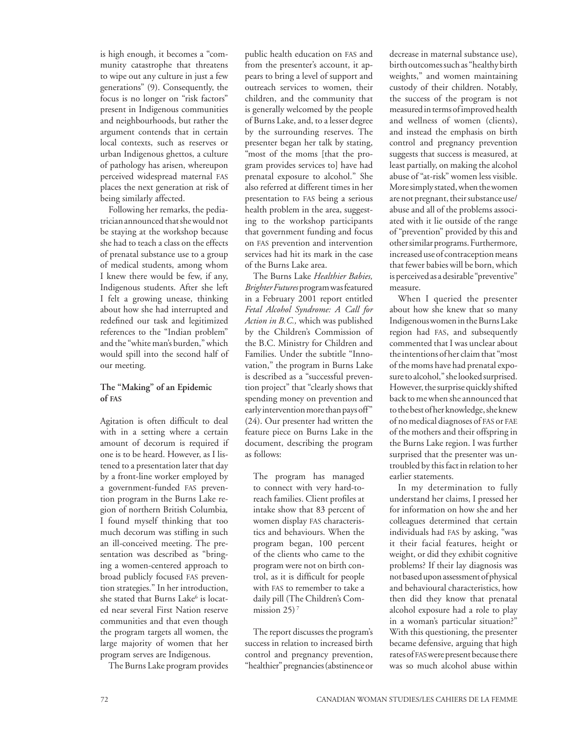is high enough, it becomes a "community catastrophe that threatens to wipe out any culture in just a few generations" (9). Consequently, the focus is no longer on "risk factors" present in Indigenous communities and neighbourhoods, but rather the argument contends that in certain local contexts, such as reserves or urban Indigenous ghettos, a culture of pathology has arisen, whereupon perceived widespread maternal FAS places the next generation at risk of being similarly affected.

Following her remarks, the pediatrician announced that she would not be staying at the workshop because she had to teach a class on the effects of prenatal substance use to a group of medical students, among whom I knew there would be few, if any, Indigenous students. After she left I felt a growing unease, thinking about how she had interrupted and redefined our task and legitimized references to the "Indian problem" and the "white man's burden," which would spill into the second half of our meeting.

**The "Making" of an Epidemic of FAS**

Agitation is often difficult to deal with in a setting where a certain amount of decorum is required if one is to be heard. However, as I listened to a presentation later that day by a front-line worker employed by a government-funded FAS prevention program in the Burns Lake region of northern British Columbia, I found myself thinking that too much decorum was stifling in such an ill-conceived meeting. The presentation was described as "bringing a women-centered approach to broad publicly focused FAS prevention strategies." In her introduction, she stated that Burns Lake[6] is located near several First Nation reserve communities and that even though the program targets all women, the large majority of women that her program serves are Indigenous.

The Burns Lake program provides public health education on FAS and from the presenter's account, it appears to bring a level of support and outreach services to women, their children, and the community that is generally welcomed by the people of Burns Lake, and, to a lesser degree by the surrounding reserves. The presenter began her talk by stating, "most of the moms [that the program provides services to] have had prenatal exposure to alcohol." She also referred at different times in her presentation to FAS being a serious health problem in the area, suggesting to the workshop participants that government funding and focus on FAS prevention and intervention services had hit its mark in the case of the Burns Lake area.

The Burns Lake *Healthier Babies, Brighter Futures* program was featured in a February 2001 report entitled *Fetal Alcohol Syndrome: A Call for Action in B.C.,* which was published by the Children's Commission of the B.C. Ministry for Children and Families. Under the subtitle "Innovation," the program in Burns Lake is described as a "successful prevention project" that "clearly shows that spending money on prevention and early intervention more than pays off" (24). Our presenter had written the feature piece on Burns Lake in the document, describing the program as follows:

> The program has managed to connect with very hard-to-reach families. Client profiles at intake show that 83 percent of women display FAS characteristics and behaviours. When the program began, 100 percent of the clients who came to the program were not on birth control, as it is difficult for people with FAS to remember to take a daily pill (The Children's Commission 25)[7]

The report discusses the program's success in relation to increased birth control and pregnancy prevention, "healthier" pregnancies (abstinence or decrease in maternal substance use), birth outcomes such as "healthy birth weights," and women maintaining custody of their children. Notably, the success of the program is not measured in terms of improved health and wellness of women (clients), and instead the emphasis on birth control and pregnancy prevention suggests that success is measured, at least partially, on making the alcohol abuse of "at-risk" women less visible. More simply stated, when the women are not pregnant, their substance use/abuse and all of the problems associated with it lie outside of the range of "prevention" provided by this and other similar programs. Furthermore, increased use of contraception means that fewer babies will be born, which is perceived as a desirable "preventive" measure.

When I queried the presenter about how she knew that so many Indigenous women in the Burns Lake region had FAS, and subsequently commented that I was unclear about the intentions of her claim that "most of the moms have had prenatal exposure to alcohol," she looked surprised. However, the surprise quickly shifted back to me when she announced that to the best of her knowledge, she knew of no medical diagnoses of FAS or FAE of the mothers and their offspring in the Burns Lake region. I was further surprised that the presenter was untroubled by this fact in relation to her earlier statements.

In my determination to fully understand her claims, I pressed her for information on how she and her colleagues determined that certain individuals had FAS by asking, "was it their facial features, height or weight, or did they exhibit cognitive problems? If their lay diagnosis was not based upon assessment of physical and behavioural characteristics, how then did they know that prenatal alcohol exposure had a role to play in a woman's particular situation?" With this questioning, the presenter became defensive, arguing that high rates of FAS were present because there was so much alcohol abuse within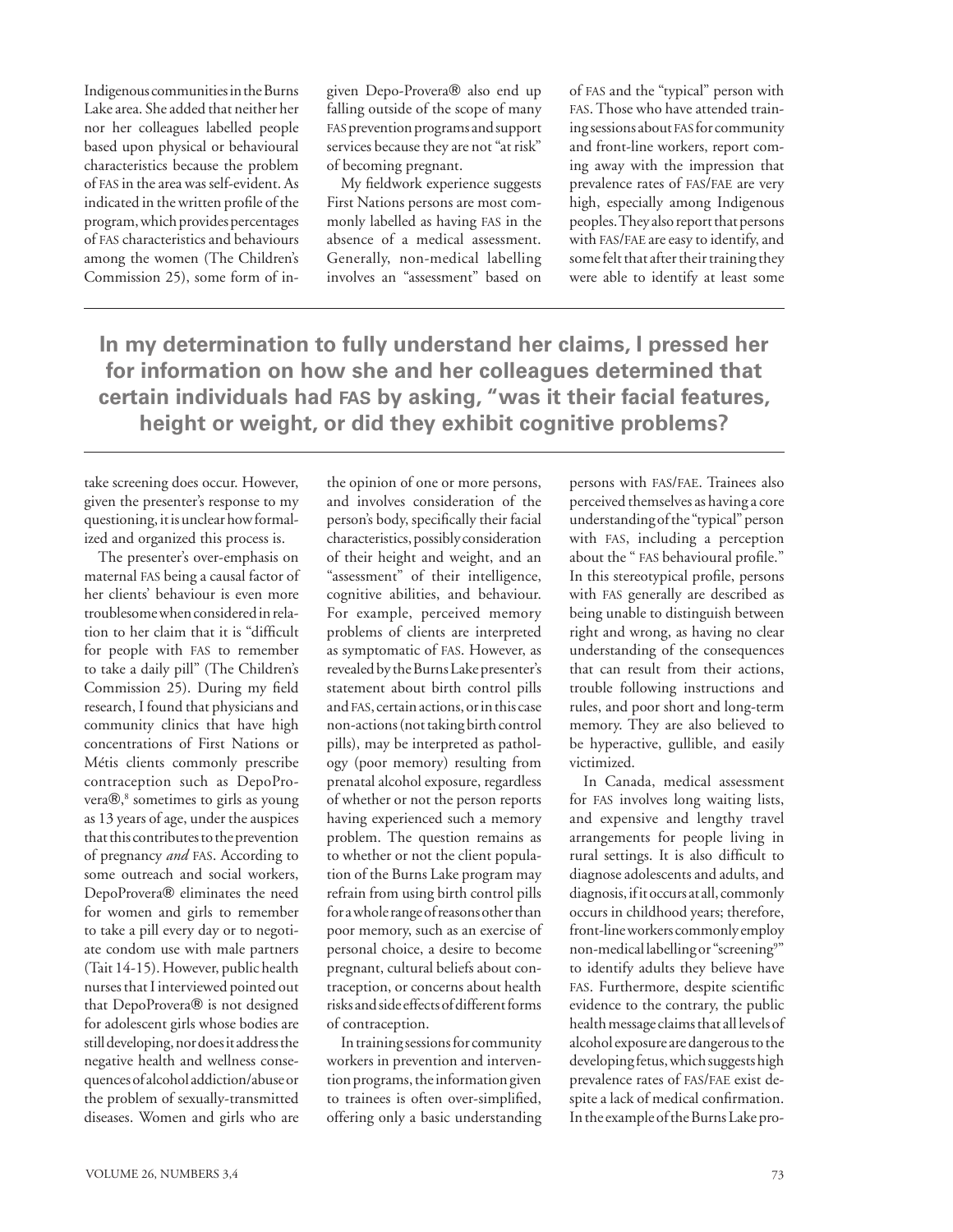Indigenous communities in the Burns Lake area. She added that neither her nor her colleagues labelled people based upon physical or behavioural characteristics because the problem of FAS in the area was self-evident. As indicated in the written profile of the program, which provides percentages of FAS characteristics and behaviours among the women (The Children's Commission 25), some form of intake screening does occur. However, given the presenter's response to my questioning, it is unclear how formalized and organized this process is.

The presenter's over-emphasis on maternal FAS being a causal factor of her clients' behaviour is even more troublesome when considered in relation to her claim that it is "difficult for people with FAS to remember to take a daily pill" (The Children's Commission 25). During my field research, I found that physicians and community clinics that have high concentrations of First Nations or Métis clients commonly prescribe contraception such as DepoProvera®,[8] sometimes to girls as young as 13 years of age, under the auspices that this contributes to the prevention of pregnancy *and* FAS. According to some outreach and social workers, DepoProvera® eliminates the need for women and girls to remember to take a pill every day or to negotiate condom use with male partners (Tait 14-15). However, public health nurses that I interviewed pointed out that DepoProvera® is not designed for adolescent girls whose bodies are still developing, nor does it address the negative health and wellness consequences of alcohol addiction/abuse or the problem of sexually-transmitted diseases. Women and girls who are given Depo-Provera® also end up falling outside of the scope of many FAS prevention programs and support services because they are not "at risk" of becoming pregnant.

My fieldwork experience suggests First Nations persons are most commonly labelled as having FAS in the absence of a medical assessment. Generally, non-medical labelling involves an "assessment" based on the opinion of one or more persons, and involves consideration of the person's body, specifically their facial characteristics, possibly consideration of their height and weight, and an "assessment" of their intelligence, cognitive abilities, and behaviour. For example, perceived memory problems of clients are interpreted as symptomatic of FAS. However, as revealed by the Burns Lake presenter's statement about birth control pills and FAS, certain actions, or in this case non-actions (not taking birth control pills), may be interpreted as pathology (poor memory) resulting from prenatal alcohol exposure, regardless of whether or not the person reports having experienced such a memory problem. The question remains as to whether or not the client population of the Burns Lake program may refrain from using birth control pills for a whole range of reasons other than poor memory, such as an exercise of personal choice, a desire to become pregnant, cultural beliefs about contraception, or concerns about health risks and side effects of different forms of contraception.

In training sessions for community workers in prevention and intervention programs, the information given to trainees is often over-simplified, offering only a basic understanding of FAS and the "typical" person with FAS. Those who have attended training sessions about FAS for community and front-line workers, report coming away with the impression that prevalence rates of FAS/FAE are very high, especially among Indigenous peoples. They also report that persons with FAS/FAE are easy to identify, and some felt that after their training they were able to identify at least some persons with FAS/FAE. Trainees also perceived themselves as having a core understanding of the "typical" person with FAS, including a perception about the " FAS behavioural profile." In this stereotypical profile, persons with FAS generally are described as being unable to distinguish between right and wrong, as having no clear understanding of the consequences that can result from their actions, trouble following instructions and rules, and poor short and long-term memory. They are also believed to be hyperactive, gullible, and easily victimized.

**In my determination to fully understand her claims, I pressed her for information on how she and her colleagues determined that certain individuals had FAS by asking, "was it their facial features, height or weight, or did they exhibit cognitive problems?**

In Canada, medical assessment for FAS involves long waiting lists, and expensive and lengthy travel arrangements for people living in rural settings. It is also difficult to diagnose adolescents and adults, and diagnosis, if it occurs at all, commonly occurs in childhood years; therefore, front-line workers commonly employ non-medical labelling or "screening[9]" to identify adults they believe have FAS. Furthermore, despite scientific evidence to the contrary, the public health message claims that all levels of alcohol exposure are dangerous to the developing fetus, which suggests high prevalence rates of FAS/FAE exist despite a lack of medical confirmation. In the example of the Burns Lake pro-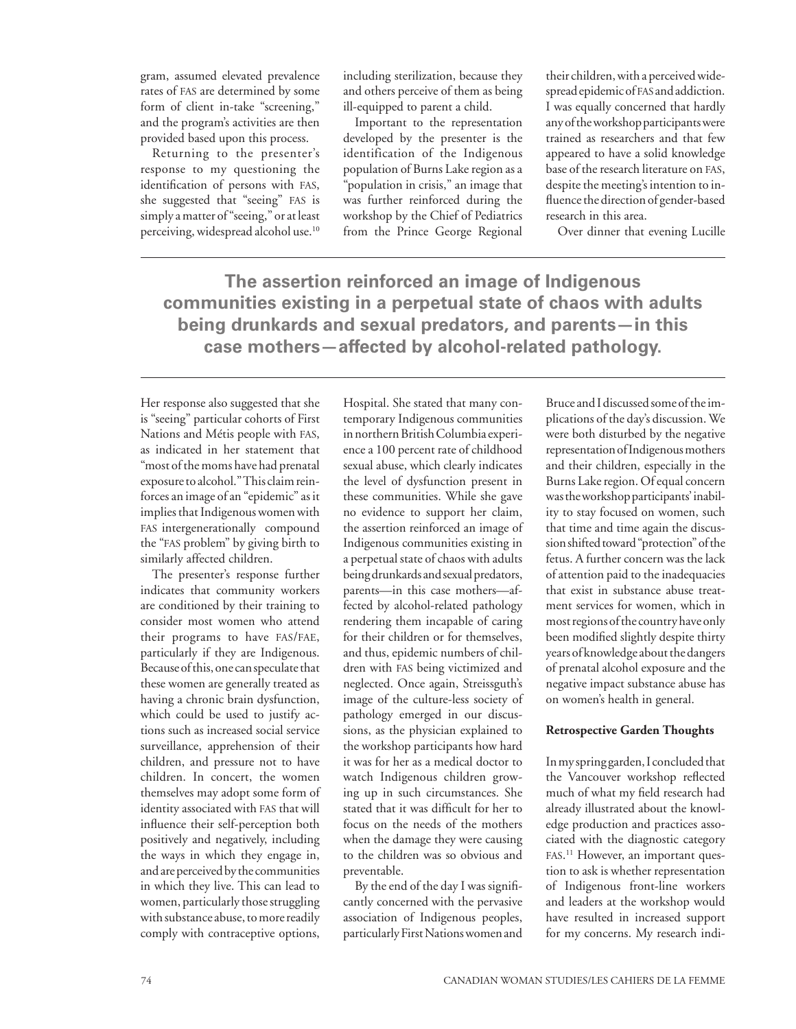gram, assumed elevated prevalence rates of FAS are determined by some form of client in-take "screening," and the program's activities are then provided based upon this process.

Returning to the presenter's response to my questioning the identification of persons with FAS, she suggested that "seeing" FAS is simply a matter of "seeing," or at least perceiving, widespread alcohol use.[10] Her response also suggested that she is "seeing" particular cohorts of First Nations and Métis people with FAS, as indicated in her statement that "most of the moms have had prenatal exposure to alcohol." This claim reinforces an image of an "epidemic" as it implies that Indigenous women with FAS intergenerationally compound the "FAS problem" by giving birth to similarly affected children.

The presenter's response further indicates that community workers are conditioned by their training to consider most women who attend their programs to have FAS/FAE, particularly if they are Indigenous. Because of this, one can speculate that these women are generally treated as having a chronic brain dysfunction, which could be used to justify actions such as increased social service surveillance, apprehension of their children, and pressure not to have children. In concert, the women themselves may adopt some form of identity associated with FAS that will influence their self-perception both positively and negatively, including the ways in which they engage in, and are perceived by the communities in which they live. This can lead to women, particularly those struggling with substance abuse, to more readily comply with contraceptive options, including sterilization, because they and others perceive of them as being ill-equipped to parent a child.

Important to the representation developed by the presenter is the identification of the Indigenous population of Burns Lake region as a "population in crisis," an image that was further reinforced during the workshop by the Chief of Pediatrics from the Prince George Regional Hospital. She stated that many contemporary Indigenous communities in northern British Columbia experience a 100 percent rate of childhood sexual abuse, which clearly indicates the level of dysfunction present in these communities. While she gave no evidence to support her claim, the assertion reinforced an image of Indigenous communities existing in a perpetual state of chaos with adults being drunkards and sexual predators, parents—in this case mothers—affected by alcohol-related pathology rendering them incapable of caring for their children or for themselves, and thus, epidemic numbers of children with FAS being victimized and neglected. Once again, Streissguth's image of the culture-less society of pathology emerged in our discussions, as the physician explained to the workshop participants how hard it was for her as a medical doctor to watch Indigenous children growing up in such circumstances. She stated that it was difficult for her to focus on the needs of the mothers when the damage they were causing to the children was so obvious and preventable.

By the end of the day I was significantly concerned with the pervasive association of Indigenous peoples, particularly First Nations women and their children, with a perceived widespread epidemic of FAS and addiction. I was equally concerned that hardly any of the workshop participants were trained as researchers and that few appeared to have a solid knowledge base of the research literature on FAS, despite the meeting's intention to influence the direction of gender-based research in this area.

Over dinner that evening Lucille Bruce and I discussed some of the implications of the day's discussion. We were both disturbed by the negative representation of Indigenous mothers and their children, especially in the Burns Lake region. Of equal concern was the workshop participants' inability to stay focused on women, such that time and time again the discussion shifted toward "protection" of the fetus. A further concern was the lack of attention paid to the inadequacies that exist in substance abuse treatment services for women, which in most regions of the country have only been modified slightly despite thirty years of knowledge about the dangers of prenatal alcohol exposure and the negative impact substance abuse has on women's health in general.

**The assertion reinforced an image of Indigenous communities existing in a perpetual state of chaos with adults being drunkards and sexual predators, and parents—in this case mothers—affected by alcohol-related pathology.**

### Retrospective Garden Thoughts

In my spring garden, I concluded that the Vancouver workshop reflected much of what my field research had already illustrated about the knowledge production and practices associated with the diagnostic category FAS.[11] However, an important question to ask is whether representation of Indigenous front-line workers and leaders at the workshop would have resulted in increased support for my concerns. My research indi-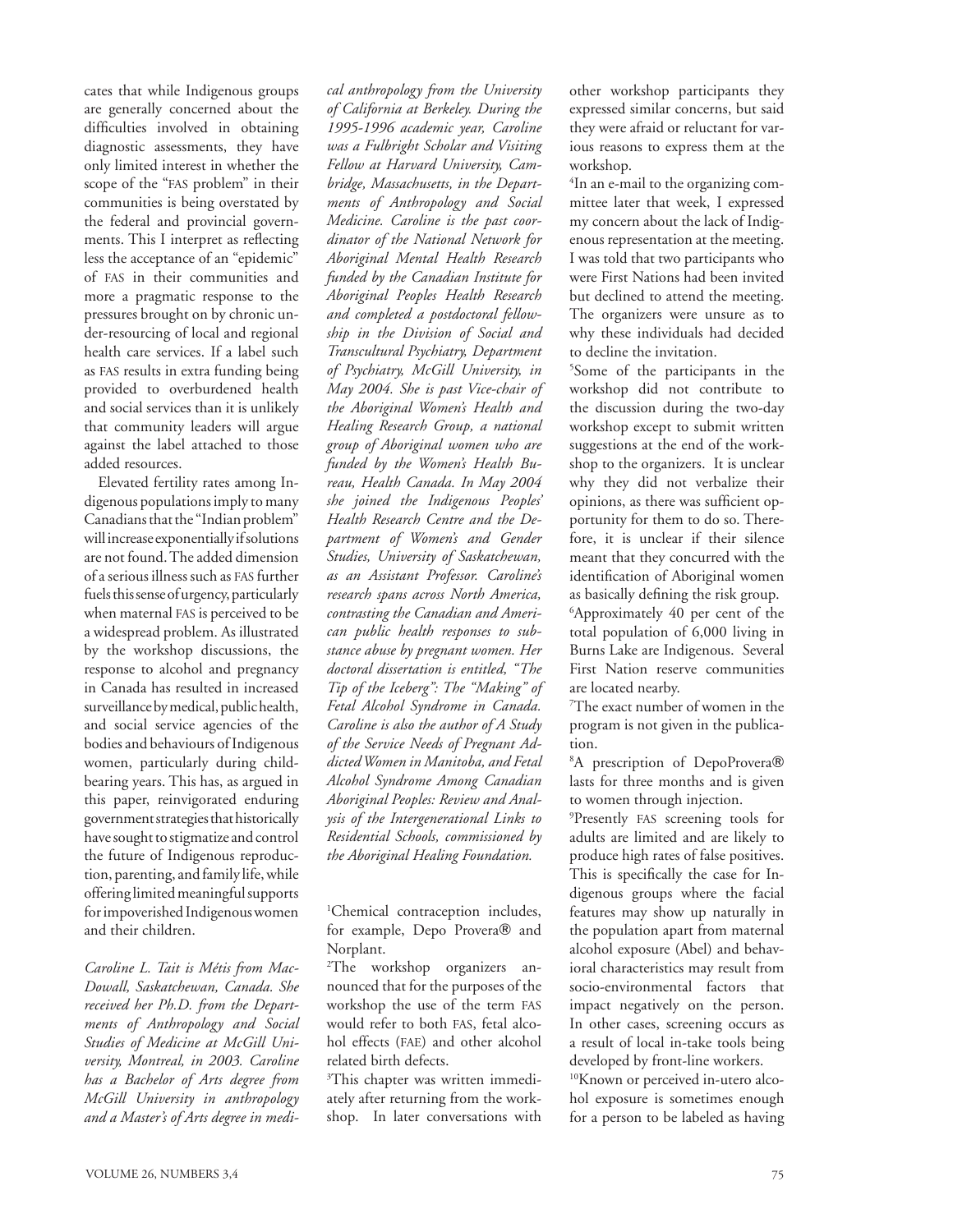cates that while Indigenous groups are generally concerned about the difficulties involved in obtaining diagnostic assessments, they have only limited interest in whether the scope of the "FAS problem" in their communities is being overstated by the federal and provincial governments. This I interpret as reflecting less the acceptance of an "epidemic" of FAS in their communities and more a pragmatic response to the pressures brought on by chronic under-resourcing of local and regional health care services. If a label such as FAS results in extra funding being provided to overburdened health and social services than it is unlikely that community leaders will argue against the label attached to those added resources.

Elevated fertility rates among Indigenous populations imply to many Canadians that the "Indian problem" will increase exponentially if solutions are not found. The added dimension of a serious illness such as FAS further fuels this sense of urgency, particularly when maternal FAS is perceived to be a widespread problem. As illustrated by the workshop discussions, the response to alcohol and pregnancy in Canada has resulted in increased surveillance by medical, public health, and social service agencies of the bodies and behaviours of Indigenous women, particularly during childbearing years. This has, as argued in this paper, reinvigorated enduring government strategies that historically have sought to stigmatize and control the future of Indigenous reproduction, parenting, and family life, while offering limited meaningful supports for impoverished Indigenous women and their children.

*Caroline L. Tait is Métis from MacDowall, Saskatchewan, Canada. She received her Ph.D. from the Departments of Anthropology and Social Studies of Medicine at McGill University, Montreal, in 2003. Caroline has a Bachelor of Arts degree from McGill University in anthropology and a Master's of Arts degree in medical anthropology from the University of California at Berkeley. During the 1995-1996 academic year, Caroline was a Fulbright Scholar and Visiting Fellow at Harvard University, Cambridge, Massachusetts, in the Departments of Anthropology and Social Medicine. Caroline is the past coordinator of the National Network for Aboriginal Mental Health Research funded by the Canadian Institute for Aboriginal Peoples Health Research and completed a postdoctoral fellowship in the Division of Social and Transcultural Psychiatry, Department of Psychiatry, McGill University, in May 2004. She is past Vice-chair of the Aboriginal Women's Health and Healing Research Group, a national group of Aboriginal women who are funded by the Women's Health Bureau, Health Canada. In May 2004 she joined the Indigenous Peoples' Health Research Centre and the Department of Women's and Gender Studies, University of Saskatchewan, as an Assistant Professor. Caroline's research spans across North America, contrasting the Canadian and American public health responses to substance abuse by pregnant women. Her doctoral dissertation is entitled, "The Tip of the Iceberg": The "Making" of Fetal Alcohol Syndrome in Canada. Caroline is also the author of A Study of the Service Needs of Pregnant Addicted Women in Manitoba, and Fetal Alcohol Syndrome Among Canadian Aboriginal Peoples: Review and Analysis of the Intergenerational Links to Residential Schools, commissioned by the Aboriginal Healing Foundation.*

[1]Chemical contraception includes, for example, Depo Provera® and Norplant.

[2]The workshop organizers announced that for the purposes of the workshop the use of the term FAS would refer to both FAS, fetal alcohol effects (FAE) and other alcohol related birth defects.

[3]This chapter was written immediately after returning from the workshop. In later conversations with other workshop participants they expressed similar concerns, but said they were afraid or reluctant for various reasons to express them at the workshop.

[4]In an e-mail to the organizing committee later that week, I expressed my concern about the lack of Indigenous representation at the meeting. I was told that two participants who were First Nations had been invited but declined to attend the meeting. The organizers were unsure as to why these individuals had decided to decline the invitation.

[5]Some of the participants in the workshop did not contribute to the discussion during the two-day workshop except to submit written suggestions at the end of the workshop to the organizers. It is unclear why they did not verbalize their opinions, as there was sufficient opportunity for them to do so. Therefore, it is unclear if their silence meant that they concurred with the identification of Aboriginal women as basically defining the risk group.

[6]Approximately 40 per cent of the total population of 6,000 living in Burns Lake are Indigenous. Several First Nation reserve communities are located nearby.

[7]The exact number of women in the program is not given in the publication.

[8]A prescription of DepoProvera® lasts for three months and is given to women through injection.

[9]Presently FAS screening tools for adults are limited and are likely to produce high rates of false positives. This is specifically the case for Indigenous groups where the facial features may show up naturally in the population apart from maternal alcohol exposure (Abel) and behavioral characteristics may result from socio-environmental factors that impact negatively on the person. In other cases, screening occurs as a result of local in-take tools being developed by front-line workers.

[10]Known or perceived in-utero alcohol exposure is sometimes enough for a person to be labeled as having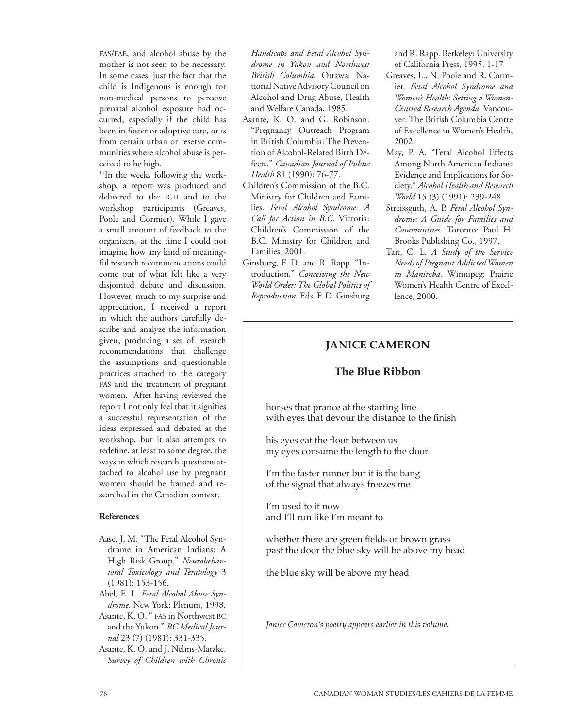FAS/FAE, and alcohol abuse by the mother is not seen to be necessary. In some cases, just the fact that the child is Indigenous is enough for non-medical persons to perceive prenatal alcohol exposure had occurred, especially if the child has been in foster or adoptive care, or is from certain urban or reserve communities where alcohol abuse is perceived to be high.

[11]In the weeks following the workshop, a report was produced and delivered to the IGH and to the workshop participants (Greaves, Poole and Cormier). While I gave a small amount of feedback to the organizers, at the time I could not imagine how any kind of meaningful research recommendations could come out of what felt like a very disjointed debate and discussion. However, much to my surprise and appreciation, I received a report in which the authors carefully describe and analyze the information given, producing a set of research recommendations that challenge the assumptions and questionable practices attached to the category FAS and the treatment of pregnant women. After having reviewed the report I not only feel that it signifies a successful representation of the ideas expressed and debated at the workshop, but it also attempts to redefine, at least to some degree, the ways in which research questions attached to alcohol use by pregnant women should be framed and researched in the Canadian context.

**References**

Aase, J. M. "The Fetal Alcohol Syndrome in American Indians: A High Risk Group." *Neurobehavioral Toxicology and Teratology* 3 (1981): 153-156.

Abel, E. L. *Fetal Alcohol Abuse Syndrome*. New York: Plenum, 1998.

Asante, K. O. " FAS in Northwest BC and the Yukon." *BC Medical Journal* 23 (7) (1981): 331-335.

Asante, K. O. and J. Nelms-Matzke. *Survey of Children with Chronic Handicaps and Fetal Alcohol Syndrome in Yukon and Northwest British Columbia*. Ottawa: National Native Advisory Council on Alcohol and Drug Abuse, Health and Welfare Canada, 1985.

Asante, K. O. and G. Robinson. "Pregnancy Outreach Program in British Columbia: The Prevention of Alcohol-Related Birth Defects." *Canadian Journal of Public Health* 81 (1990): 76-77.

Children's Commission of the B.C. Ministry for Children and Families. *Fetal Alcohol Syndrome: A Call for Action in B.C.* Victoria: Children's Commission of the B.C. Ministry for Children and Families, 2001.

Ginsburg, F. D. and R. Rapp. "Introduction." *Conceiving the New World Order: The Global Politics of Reproduction.* Eds. F. D. Ginsburg and R. Rapp. Berkeley: University of California Press, 1995. 1-17

Greaves, L., N. Poole and R. Cormier. *Fetal Alcohol Syndrome and Women's Health: Setting a Women-Centred Research Agenda.* Vancouver: The British Columbia Centre of Excellence in Women's Health, 2002.

May, P. A. "Fetal Alcohol Effects Among North American Indians: Evidence and Implications for Society." *Alcohol Health and Research World* 15 (3) (1991): 239-248.

Streissguth, A. P. *Fetal Alcohol Syndrome: A Guide for Families and Communities.* Toronto: Paul H. Brooks Publishing Co., 1997.

Tait, C. L. *A Study of the Service Needs of Pregnant Addicted Women in Manitoba.* Winnipeg: Prairie Women's Health Centre of Excellence, 2000.

## JANICE CAMERON

### The Blue Ribbon

horses that prance at the starting line
with eyes that devour the distance to the finish

his eyes eat the floor between us
my eyes consume the length to the door

I'm the faster runner but it is the bang
of the signal that always freezes me

I'm used to it now
and I'll run like I'm meant to

whether there are green fields or brown grass
past the door the blue sky will be above my head

the blue sky will be above my head

*Janice Cameron's poetry appears earlier in this volume.*